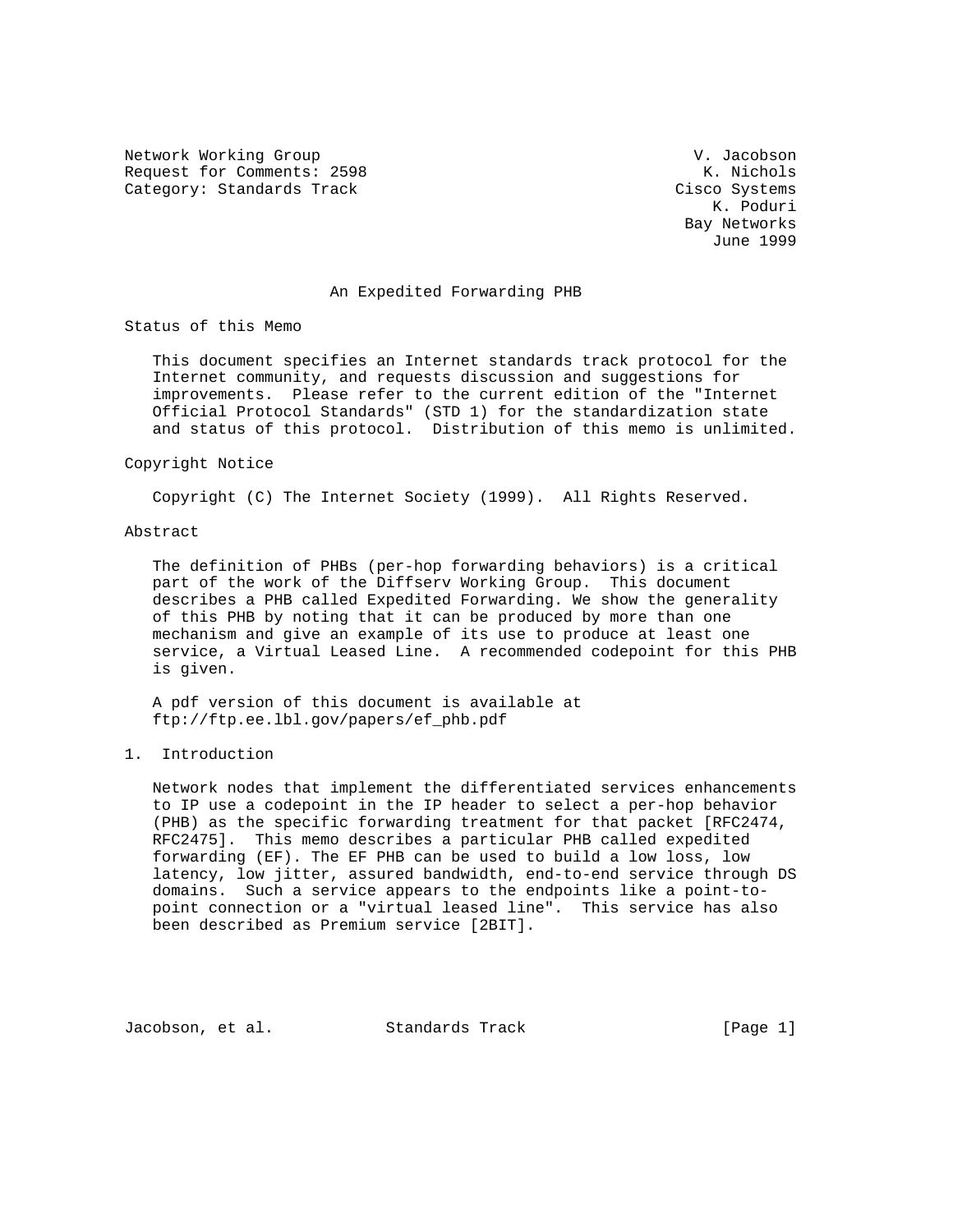Network Working Group V. Jacobson
Request for Comments: 2598 K. Nichols
Category: Standards Track Cisco Systems
K. Poduri
Bay Networks
June 1999

# An Expedited Forwarding PHB

## Status of this Memo

This document specifies an Internet standards track protocol for the Internet community, and requests discussion and suggestions for improvements. Please refer to the current edition of the "Internet Official Protocol Standards" (STD 1) for the standardization state and status of this protocol. Distribution of this memo is unlimited.

## Copyright Notice

Copyright (C) The Internet Society (1999). All Rights Reserved.

## Abstract

The definition of PHBs (per-hop forwarding behaviors) is a critical part of the work of the Diffserv Working Group. This document describes a PHB called Expedited Forwarding. We show the generality of this PHB by noting that it can be produced by more than one mechanism and give an example of its use to produce at least one service, a Virtual Leased Line. A recommended codepoint for this PHB is given.

A pdf version of this document is available at ftp://ftp.ee.lbl.gov/papers/ef_phb.pdf

## 1. Introduction

Network nodes that implement the differentiated services enhancements to IP use a codepoint in the IP header to select a per-hop behavior (PHB) as the specific forwarding treatment for that packet [RFC2474, RFC2475]. This memo describes a particular PHB called expedited forwarding (EF). The EF PHB can be used to build a low loss, low latency, low jitter, assured bandwidth, end-to-end service through DS domains. Such a service appears to the endpoints like a point-to-point connection or a "virtual leased line". This service has also been described as Premium service [2BIT].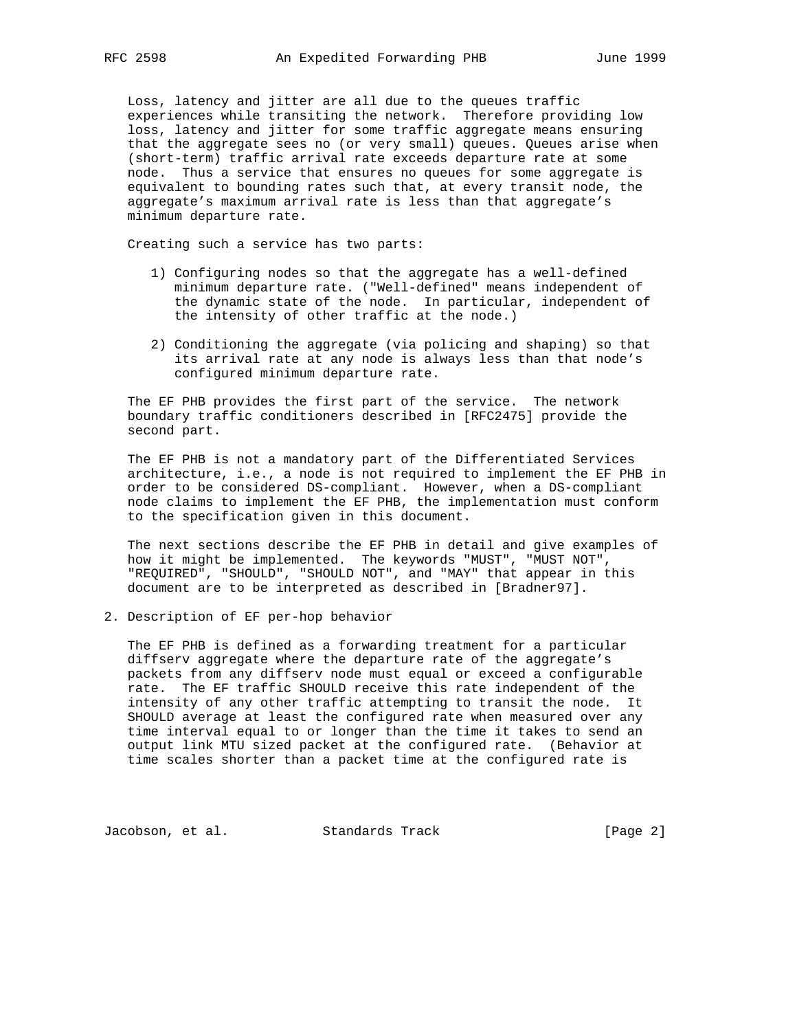Loss, latency and jitter are all due to the queues traffic experiences while transiting the network. Therefore providing low loss, latency and jitter for some traffic aggregate means ensuring that the aggregate sees no (or very small) queues. Queues arise when (short-term) traffic arrival rate exceeds departure rate at some node. Thus a service that ensures no queues for some aggregate is equivalent to bounding rates such that, at every transit node, the aggregate's maximum arrival rate is less than that aggregate's minimum departure rate.

Creating such a service has two parts:

1) Configuring nodes so that the aggregate has a well-defined minimum departure rate. ("Well-defined" means independent of the dynamic state of the node. In particular, independent of the intensity of other traffic at the node.)

2) Conditioning the aggregate (via policing and shaping) so that its arrival rate at any node is always less than that node's configured minimum departure rate.

The EF PHB provides the first part of the service. The network boundary traffic conditioners described in [RFC2475] provide the second part.

The EF PHB is not a mandatory part of the Differentiated Services architecture, i.e., a node is not required to implement the EF PHB in order to be considered DS-compliant. However, when a DS-compliant node claims to implement the EF PHB, the implementation must conform to the specification given in this document.

The next sections describe the EF PHB in detail and give examples of how it might be implemented. The keywords "MUST", "MUST NOT", "REQUIRED", "SHOULD", "SHOULD NOT", and "MAY" that appear in this document are to be interpreted as described in [Bradner97].

## 2. Description of EF per-hop behavior

The EF PHB is defined as a forwarding treatment for a particular diffserv aggregate where the departure rate of the aggregate's packets from any diffserv node must equal or exceed a configurable rate. The EF traffic SHOULD receive this rate independent of the intensity of any other traffic attempting to transit the node. It SHOULD average at least the configured rate when measured over any time interval equal to or longer than the time it takes to send an output link MTU sized packet at the configured rate. (Behavior at time scales shorter than a packet time at the configured rate is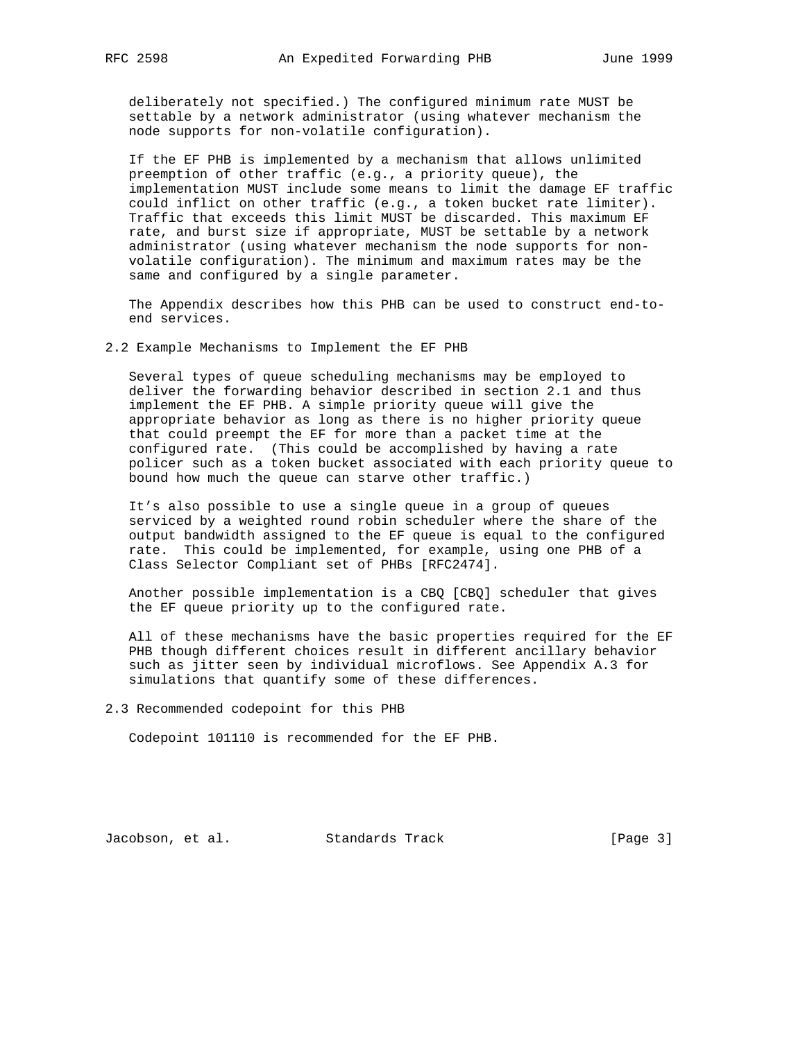deliberately not specified.) The configured minimum rate MUST be settable by a network administrator (using whatever mechanism the node supports for non-volatile configuration).

If the EF PHB is implemented by a mechanism that allows unlimited preemption of other traffic (e.g., a priority queue), the implementation MUST include some means to limit the damage EF traffic could inflict on other traffic (e.g., a token bucket rate limiter). Traffic that exceeds this limit MUST be discarded. This maximum EF rate, and burst size if appropriate, MUST be settable by a network administrator (using whatever mechanism the node supports for non-volatile configuration). The minimum and maximum rates may be the same and configured by a single parameter.

The Appendix describes how this PHB can be used to construct end-to-end services.

## 2.2 Example Mechanisms to Implement the EF PHB

Several types of queue scheduling mechanisms may be employed to deliver the forwarding behavior described in section 2.1 and thus implement the EF PHB. A simple priority queue will give the appropriate behavior as long as there is no higher priority queue that could preempt the EF for more than a packet time at the configured rate. (This could be accomplished by having a rate policer such as a token bucket associated with each priority queue to bound how much the queue can starve other traffic.)

It’s also possible to use a single queue in a group of queues serviced by a weighted round robin scheduler where the share of the output bandwidth assigned to the EF queue is equal to the configured rate. This could be implemented, for example, using one PHB of a Class Selector Compliant set of PHBs [RFC2474].

Another possible implementation is a CBQ [CBQ] scheduler that gives the EF queue priority up to the configured rate.

All of these mechanisms have the basic properties required for the EF PHB though different choices result in different ancillary behavior such as jitter seen by individual microflows. See Appendix A.3 for simulations that quantify some of these differences.

## 2.3 Recommended codepoint for this PHB

Codepoint 101110 is recommended for the EF PHB.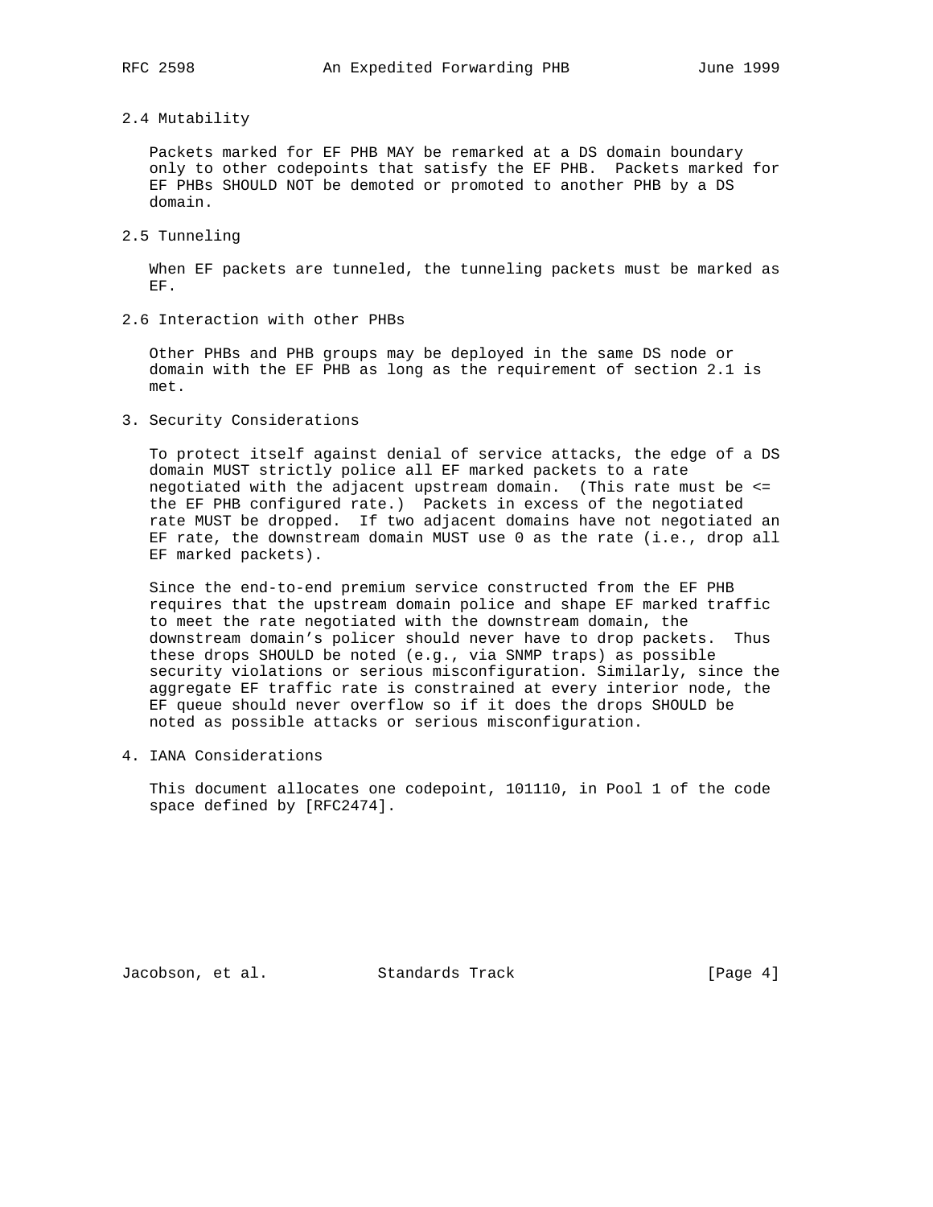## 2.4 Mutability

Packets marked for EF PHB MAY be remarked at a DS domain boundary only to other codepoints that satisfy the EF PHB. Packets marked for EF PHBs SHOULD NOT be demoted or promoted to another PHB by a DS domain.

## 2.5 Tunneling

When EF packets are tunneled, the tunneling packets must be marked as EF.

## 2.6 Interaction with other PHBs

Other PHBs and PHB groups may be deployed in the same DS node or domain with the EF PHB as long as the requirement of section 2.1 is met.

# 3. Security Considerations

To protect itself against denial of service attacks, the edge of a DS domain MUST strictly police all EF marked packets to a rate negotiated with the adjacent upstream domain. (This rate must be <= the EF PHB configured rate.) Packets in excess of the negotiated rate MUST be dropped. If two adjacent domains have not negotiated an EF rate, the downstream domain MUST use 0 as the rate (i.e., drop all EF marked packets).

Since the end-to-end premium service constructed from the EF PHB requires that the upstream domain police and shape EF marked traffic to meet the rate negotiated with the downstream domain, the downstream domain's policer should never have to drop packets. Thus these drops SHOULD be noted (e.g., via SNMP traps) as possible security violations or serious misconfiguration. Similarly, since the aggregate EF traffic rate is constrained at every interior node, the EF queue should never overflow so if it does the drops SHOULD be noted as possible attacks or serious misconfiguration.

# 4. IANA Considerations

This document allocates one codepoint, 101110, in Pool 1 of the code space defined by [RFC2474].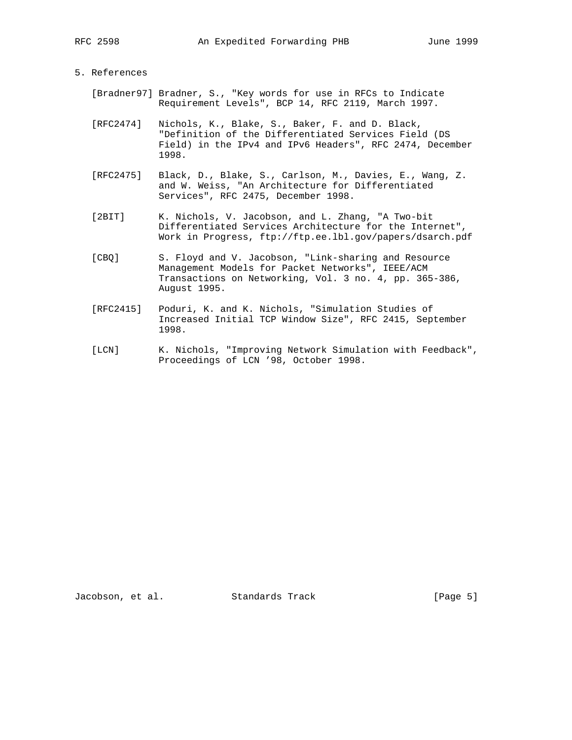## 5. References

[Bradner97] Bradner, S., "Key words for use in RFCs to Indicate Requirement Levels", BCP 14, RFC 2119, March 1997.

[RFC2474] Nichols, K., Blake, S., Baker, F. and D. Black, "Definition of the Differentiated Services Field (DS Field) in the IPv4 and IPv6 Headers", RFC 2474, December 1998.

[RFC2475] Black, D., Blake, S., Carlson, M., Davies, E., Wang, Z. and W. Weiss, "An Architecture for Differentiated Services", RFC 2475, December 1998.

[2BIT] K. Nichols, V. Jacobson, and L. Zhang, "A Two-bit Differentiated Services Architecture for the Internet", Work in Progress, ftp://ftp.ee.lbl.gov/papers/dsarch.pdf

[CBQ] S. Floyd and V. Jacobson, "Link-sharing and Resource Management Models for Packet Networks", IEEE/ACM Transactions on Networking, Vol. 3 no. 4, pp. 365-386, August 1995.

[RFC2415] Poduri, K. and K. Nichols, "Simulation Studies of Increased Initial TCP Window Size", RFC 2415, September 1998.

[LCN] K. Nichols, "Improving Network Simulation with Feedback", Proceedings of LCN '98, October 1998.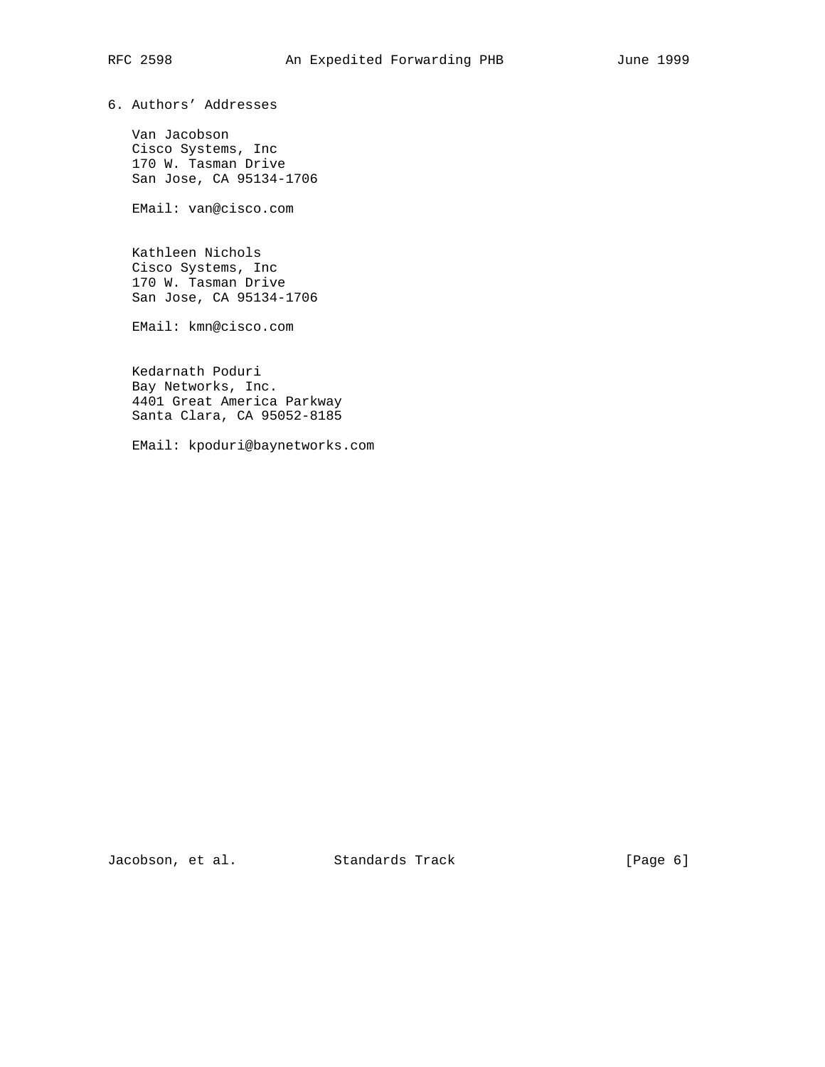## 6. Authors' Addresses

Van Jacobson
Cisco Systems, Inc
170 W. Tasman Drive
San Jose, CA 95134-1706

EMail: van@cisco.com

Kathleen Nichols
Cisco Systems, Inc
170 W. Tasman Drive
San Jose, CA 95134-1706

EMail: kmn@cisco.com

Kedarnath Poduri
Bay Networks, Inc.
4401 Great America Parkway
Santa Clara, CA 95052-8185

EMail: kpoduri@baynetworks.com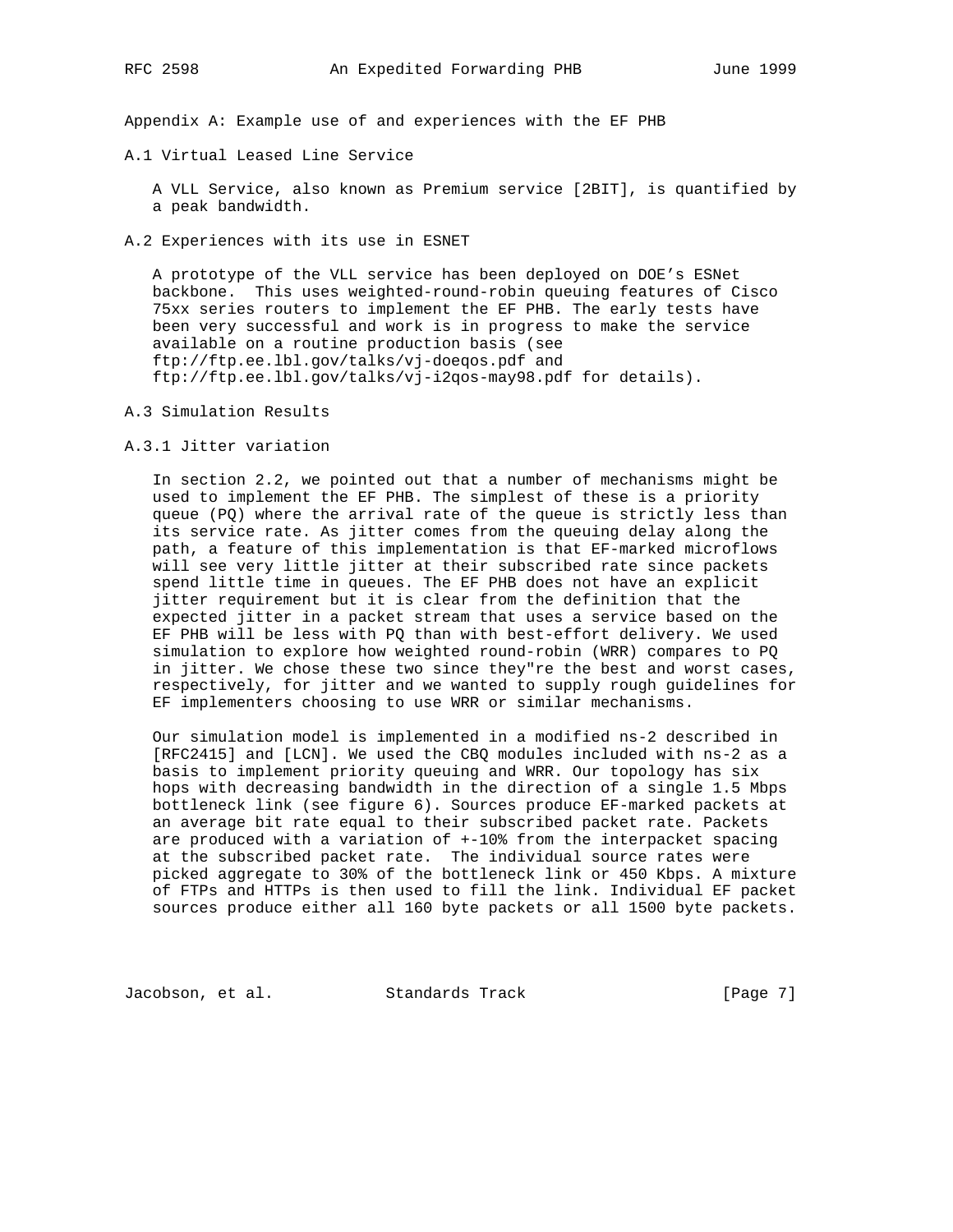## Appendix A: Example use of and experiences with the EF PHB

### A.1 Virtual Leased Line Service

A VLL Service, also known as Premium service [2BIT], is quantified by a peak bandwidth.

### A.2 Experiences with its use in ESNET

A prototype of the VLL service has been deployed on DOE's ESNet backbone. This uses weighted-round-robin queuing features of Cisco 75xx series routers to implement the EF PHB. The early tests have been very successful and work is in progress to make the service available on a routine production basis (see ftp://ftp.ee.lbl.gov/talks/vj-doeqos.pdf and ftp://ftp.ee.lbl.gov/talks/vj-i2qos-may98.pdf for details).

### A.3 Simulation Results

#### A.3.1 Jitter variation

In section 2.2, we pointed out that a number of mechanisms might be used to implement the EF PHB. The simplest of these is a priority queue (PQ) where the arrival rate of the queue is strictly less than its service rate. As jitter comes from the queuing delay along the path, a feature of this implementation is that EF-marked microflows will see very little jitter at their subscribed rate since packets spend little time in queues. The EF PHB does not have an explicit jitter requirement but it is clear from the definition that the expected jitter in a packet stream that uses a service based on the EF PHB will be less with PQ than with best-effort delivery. We used simulation to explore how weighted round-robin (WRR) compares to PQ in jitter. We chose these two since they"re the best and worst cases, respectively, for jitter and we wanted to supply rough guidelines for EF implementers choosing to use WRR or similar mechanisms.

Our simulation model is implemented in a modified ns-2 described in [RFC2415] and [LCN]. We used the CBQ modules included with ns-2 as a basis to implement priority queuing and WRR. Our topology has six hops with decreasing bandwidth in the direction of a single 1.5 Mbps bottleneck link (see figure 6). Sources produce EF-marked packets at an average bit rate equal to their subscribed packet rate. Packets are produced with a variation of +-10% from the interpacket spacing at the subscribed packet rate. The individual source rates were picked aggregate to 30% of the bottleneck link or 450 Kbps. A mixture of FTPs and HTTPs is then used to fill the link. Individual EF packet sources produce either all 160 byte packets or all 1500 byte packets.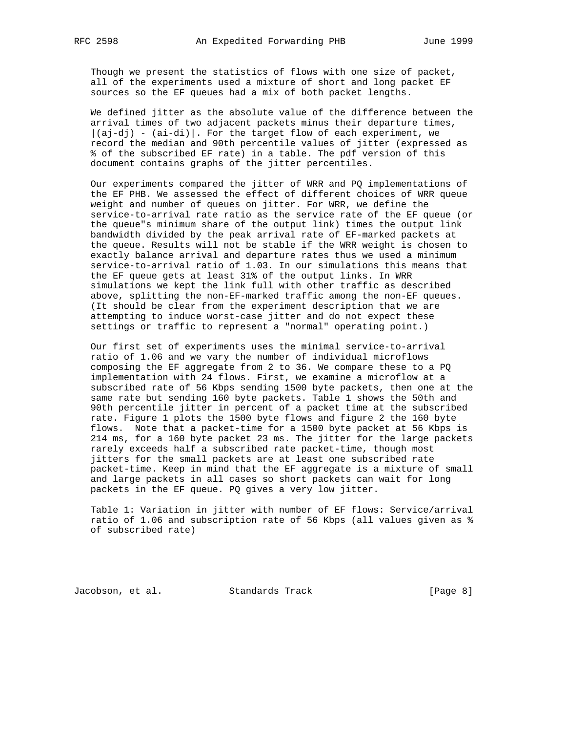Though we present the statistics of flows with one size of packet, all of the experiments used a mixture of short and long packet EF sources so the EF queues had a mix of both packet lengths.

We defined jitter as the absolute value of the difference between the arrival times of two adjacent packets minus their departure times, $|(a_j-d_j) - (a_i-d_i)|$. For the target flow of each experiment, we record the median and 90th percentile values of jitter (expressed as % of the subscribed EF rate) in a table. The pdf version of this document contains graphs of the jitter percentiles.

Our experiments compared the jitter of WRR and PQ implementations of the EF PHB. We assessed the effect of different choices of WRR queue weight and number of queues on jitter. For WRR, we define the service-to-arrival rate ratio as the service rate of the EF queue (or the queue"s minimum share of the output link) times the output link bandwidth divided by the peak arrival rate of EF-marked packets at the queue. Results will not be stable if the WRR weight is chosen to exactly balance arrival and departure rates thus we used a minimum service-to-arrival ratio of 1.03. In our simulations this means that the EF queue gets at least 31% of the output links. In WRR simulations we kept the link full with other traffic as described above, splitting the non-EF-marked traffic among the non-EF queues. (It should be clear from the experiment description that we are attempting to induce worst-case jitter and do not expect these settings or traffic to represent a "normal" operating point.)

Our first set of experiments uses the minimal service-to-arrival ratio of 1.06 and we vary the number of individual microflows composing the EF aggregate from 2 to 36. We compare these to a PQ implementation with 24 flows. First, we examine a microflow at a subscribed rate of 56 Kbps sending 1500 byte packets, then one at the same rate but sending 160 byte packets. Table 1 shows the 50th and 90th percentile jitter in percent of a packet time at the subscribed rate. Figure 1 plots the 1500 byte flows and figure 2 the 160 byte flows. Note that a packet-time for a 1500 byte packet at 56 Kbps is 214 ms, for a 160 byte packet 23 ms. The jitter for the large packets rarely exceeds half a subscribed rate packet-time, though most jitters for the small packets are at least one subscribed rate packet-time. Keep in mind that the EF aggregate is a mixture of small and large packets in all cases so short packets can wait for long packets in the EF queue. PQ gives a very low jitter.

Table 1: Variation in jitter with number of EF flows: Service/arrival ratio of 1.06 and subscription rate of 56 Kbps (all values given as % of subscribed rate)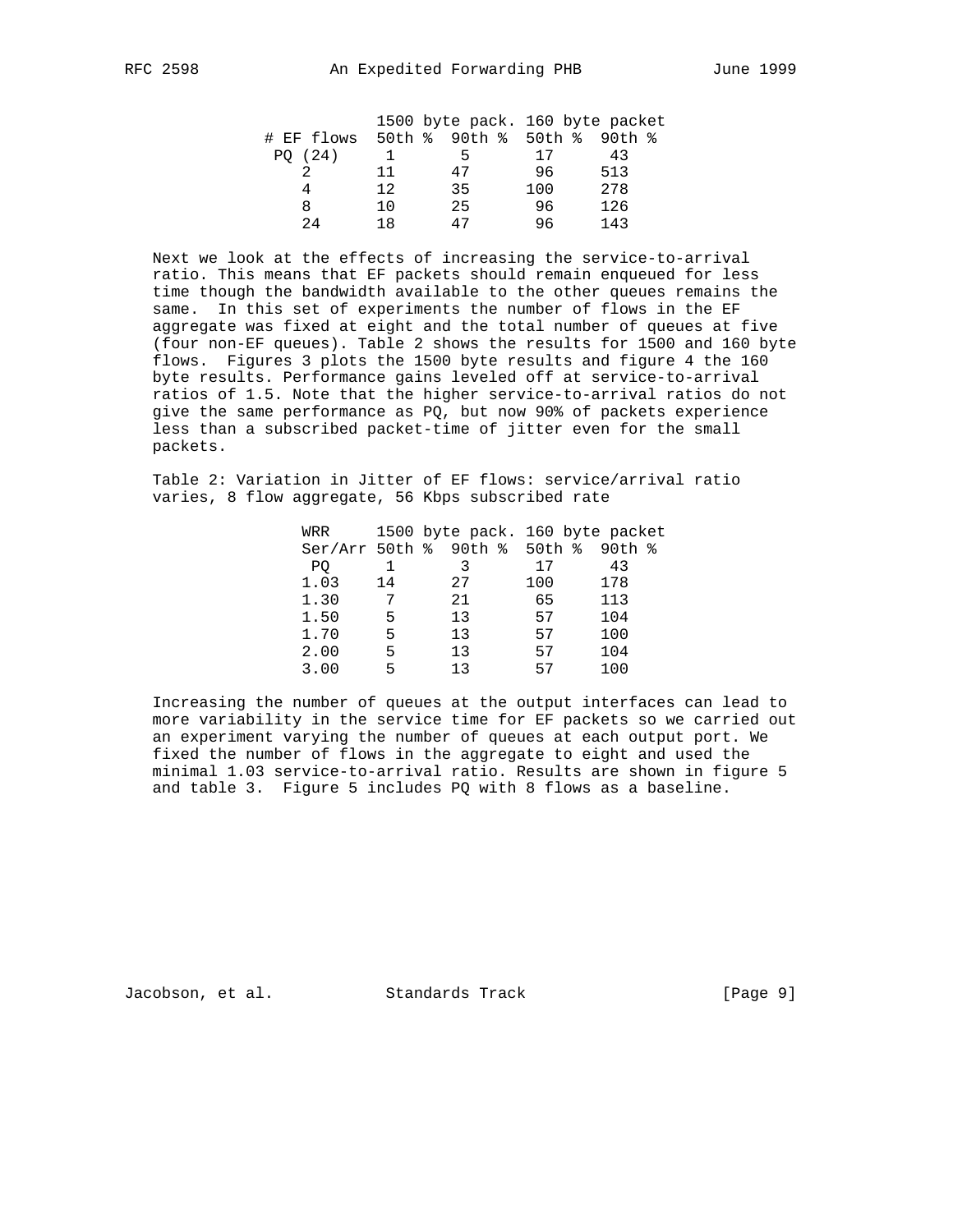| # EF flows | 1500 byte pack. 50th % | 90th % | 160 byte packet 50th % | 90th % |
|---|---|---|---|---|
| PQ (24) | 1 | 5 | 17 | 43 |
| 2 | 11 | 47 | 96 | 513 |
| 4 | 12 | 35 | 100 | 278 |
| 8 | 10 | 25 | 96 | 126 |
| 24 | 18 | 47 | 96 | 143 |

Next we look at the effects of increasing the service-to-arrival ratio. This means that EF packets should remain enqueued for less time though the bandwidth available to the other queues remains the same. In this set of experiments the number of flows in the EF aggregate was fixed at eight and the total number of queues at five (four non-EF queues). Table 2 shows the results for 1500 and 160 byte flows. Figures 3 plots the 1500 byte results and figure 4 the 160 byte results. Performance gains leveled off at service-to-arrival ratios of 1.5. Note that the higher service-to-arrival ratios do not give the same performance as PQ, but now 90% of packets experience less than a subscribed packet-time of jitter even for the small packets.

Table 2: Variation in Jitter of EF flows: service/arrival ratio varies, 8 flow aggregate, 56 Kbps subscribed rate

| WRR Ser/Arr | 1500 byte pack. 50th % | 90th % | 160 byte packet 50th % | 90th % |
|---|---|---|---|---|
| PQ | 1 | 3 | 17 | 43 |
| 1.03 | 14 | 27 | 100 | 178 |
| 1.30 | 7 | 21 | 65 | 113 |
| 1.50 | 5 | 13 | 57 | 104 |
| 1.70 | 5 | 13 | 57 | 100 |
| 2.00 | 5 | 13 | 57 | 104 |
| 3.00 | 5 | 13 | 57 | 100 |

Increasing the number of queues at the output interfaces can lead to more variability in the service time for EF packets so we carried out an experiment varying the number of queues at each output port. We fixed the number of flows in the aggregate to eight and used the minimal 1.03 service-to-arrival ratio. Results are shown in figure 5 and table 3. Figure 5 includes PQ with 8 flows as a baseline.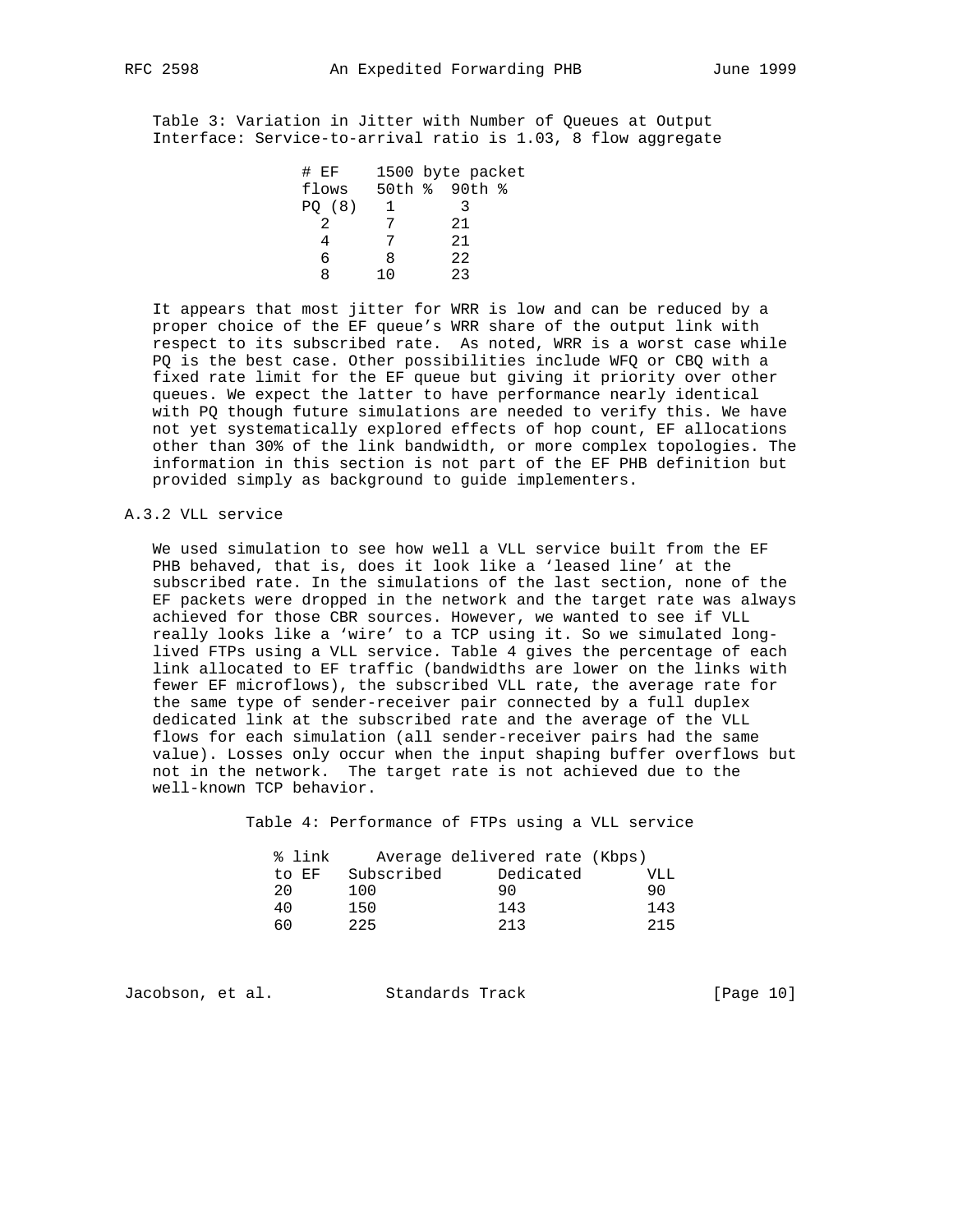Table 3: Variation in Jitter with Number of Queues at Output Interface: Service-to-arrival ratio is 1.03, 8 flow aggregate

| # EF flows | 1500 byte packet 50th % | 90th % |
|---|---|---|
| PQ (8) | 1 | 3 |
| 2 | 7 | 21 |
| 4 | 7 | 21 |
| 6 | 8 | 22 |
| 8 | 10 | 23 |

It appears that most jitter for WRR is low and can be reduced by a proper choice of the EF queue's WRR share of the output link with respect to its subscribed rate. As noted, WRR is a worst case while PQ is the best case. Other possibilities include WFQ or CBQ with a fixed rate limit for the EF queue but giving it priority over other queues. We expect the latter to have performance nearly identical with PQ though future simulations are needed to verify this. We have not yet systematically explored effects of hop count, EF allocations other than 30% of the link bandwidth, or more complex topologies. The information in this section is not part of the EF PHB definition but provided simply as background to guide implementers.

### A.3.2 VLL service

We used simulation to see how well a VLL service built from the EF PHB behaved, that is, does it look like a 'leased line' at the subscribed rate. In the simulations of the last section, none of the EF packets were dropped in the network and the target rate was always achieved for those CBR sources. However, we wanted to see if VLL really looks like a 'wire' to a TCP using it. So we simulated long-lived FTPs using a VLL service. Table 4 gives the percentage of each link allocated to EF traffic (bandwidths are lower on the links with fewer EF microflows), the subscribed VLL rate, the average rate for the same type of sender-receiver pair connected by a full duplex dedicated link at the subscribed rate and the average of the VLL flows for each simulation (all sender-receiver pairs had the same value). Losses only occur when the input shaping buffer overflows but not in the network. The target rate is not achieved due to the well-known TCP behavior.

Table 4: Performance of FTPs using a VLL service

| % link to EF | Average delivered rate (Kbps) Subscribed | Dedicated | VLL |
|---|---|---|---|
| 20 | 100 | 90 | 90 |
| 40 | 150 | 143 | 143 |
| 60 | 225 | 213 | 215 |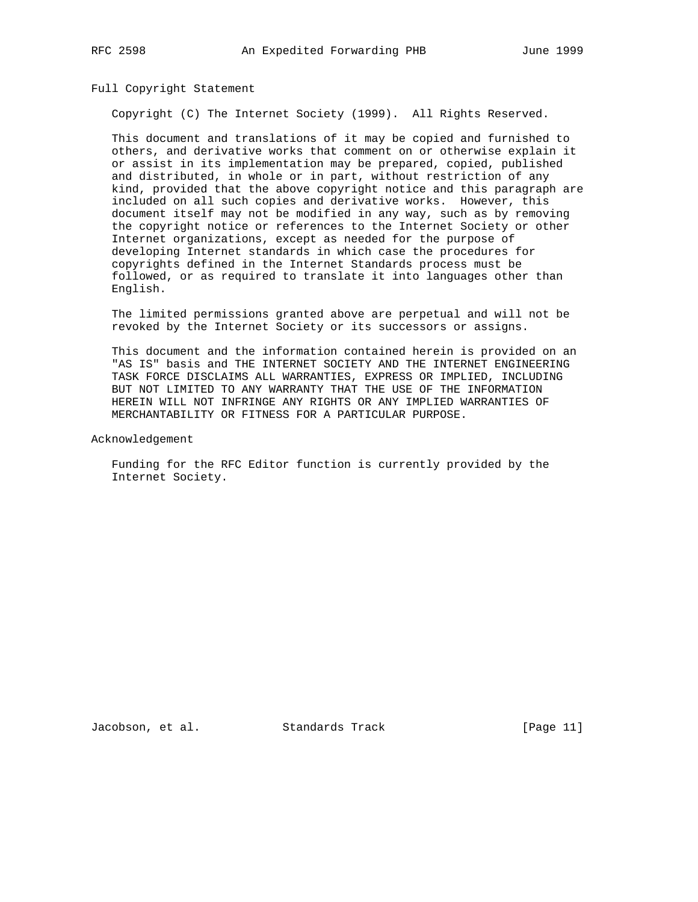## Full Copyright Statement

Copyright (C) The Internet Society (1999). All Rights Reserved.

This document and translations of it may be copied and furnished to others, and derivative works that comment on or otherwise explain it or assist in its implementation may be prepared, copied, published and distributed, in whole or in part, without restriction of any kind, provided that the above copyright notice and this paragraph are included on all such copies and derivative works. However, this document itself may not be modified in any way, such as by removing the copyright notice or references to the Internet Society or other Internet organizations, except as needed for the purpose of developing Internet standards in which case the procedures for copyrights defined in the Internet Standards process must be followed, or as required to translate it into languages other than English.

The limited permissions granted above are perpetual and will not be revoked by the Internet Society or its successors or assigns.

This document and the information contained herein is provided on an "AS IS" basis and THE INTERNET SOCIETY AND THE INTERNET ENGINEERING TASK FORCE DISCLAIMS ALL WARRANTIES, EXPRESS OR IMPLIED, INCLUDING BUT NOT LIMITED TO ANY WARRANTY THAT THE USE OF THE INFORMATION HEREIN WILL NOT INFRINGE ANY RIGHTS OR ANY IMPLIED WARRANTIES OF MERCHANTABILITY OR FITNESS FOR A PARTICULAR PURPOSE.

## Acknowledgement

Funding for the RFC Editor function is currently provided by the Internet Society.